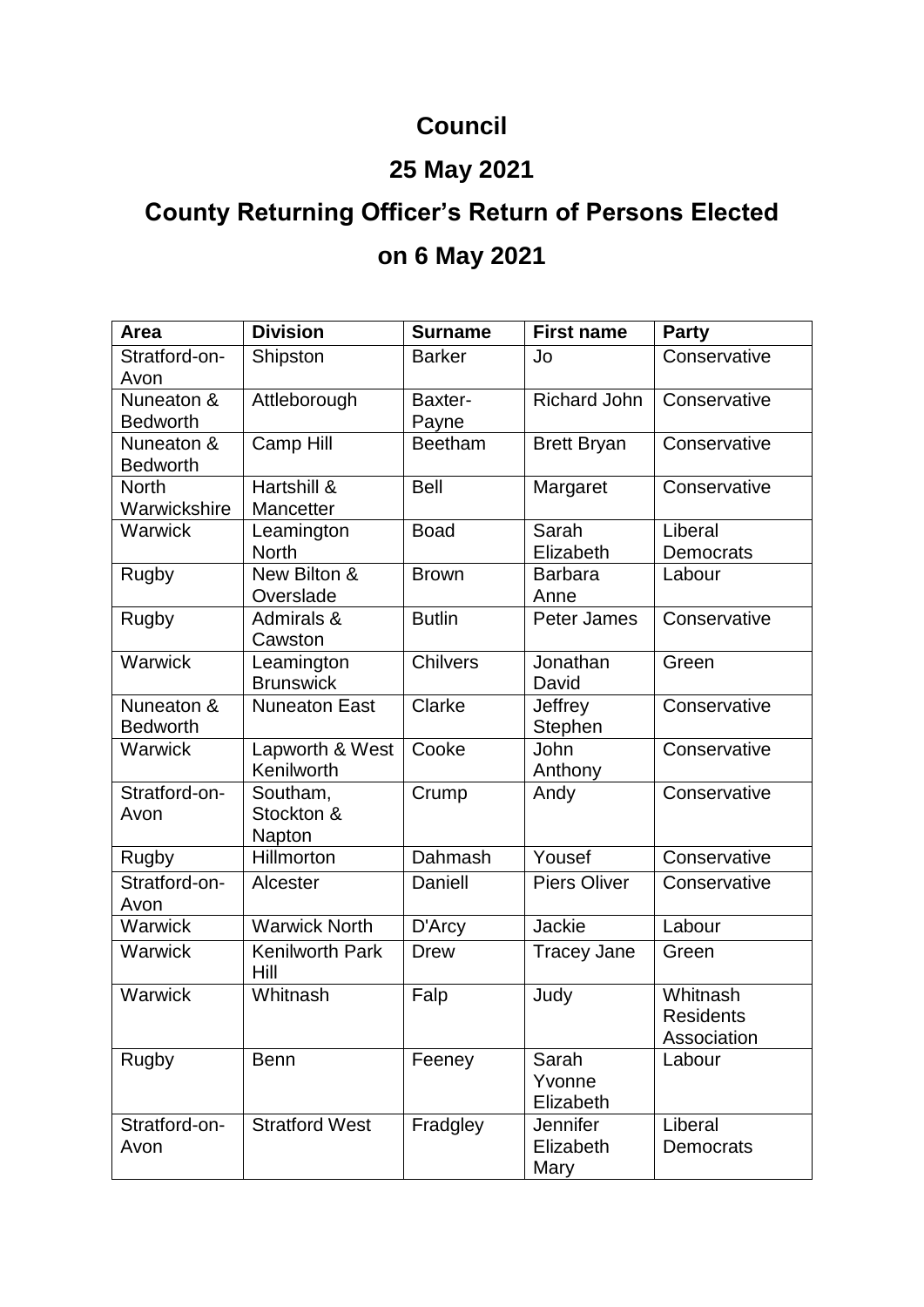# Council

## 25 May 2021

## County Returning Officer's Return of Persons Elected

## on 6 May 2021

| Area | Division | Surname | First name | Party |
|---|---|---|---|---|
| Stratford-on-Avon | Shipston | Barker | Jo | Conservative |
| Nuneaton & Bedworth | Attleborough | Baxter-Payne | Richard John | Conservative |
| Nuneaton & Bedworth | Camp Hill | Beetham | Brett Bryan | Conservative |
| North Warwickshire | Hartshill & Mancetter | Bell | Margaret | Conservative |
| Warwick | Leamington North | Boad | Sarah Elizabeth | Liberal Democrats |
| Rugby | New Bilton & Overslade | Brown | Barbara Anne | Labour |
| Rugby | Admirals & Cawston | Butlin | Peter James | Conservative |
| Warwick | Leamington Brunswick | Chilvers | Jonathan David | Green |
| Nuneaton & Bedworth | Nuneaton East | Clarke | Jeffrey Stephen | Conservative |
| Warwick | Lapworth & West Kenilworth | Cooke | John Anthony | Conservative |
| Stratford-on-Avon | Southam, Stockton & Napton | Crump | Andy | Conservative |
| Rugby | Hillmorton | Dahmash | Yousef | Conservative |
| Stratford-on-Avon | Alcester | Daniell | Piers Oliver | Conservative |
| Warwick | Warwick North | D'Arcy | Jackie | Labour |
| Warwick | Kenilworth Park Hill | Drew | Tracey Jane | Green |
| Warwick | Whitnash | Falp | Judy | Whitnash Residents Association |
| Rugby | Benn | Feeney | Sarah Yvonne Elizabeth | Labour |
| Stratford-on-Avon | Stratford West | Fradgley | Jennifer Elizabeth Mary | Liberal Democrats |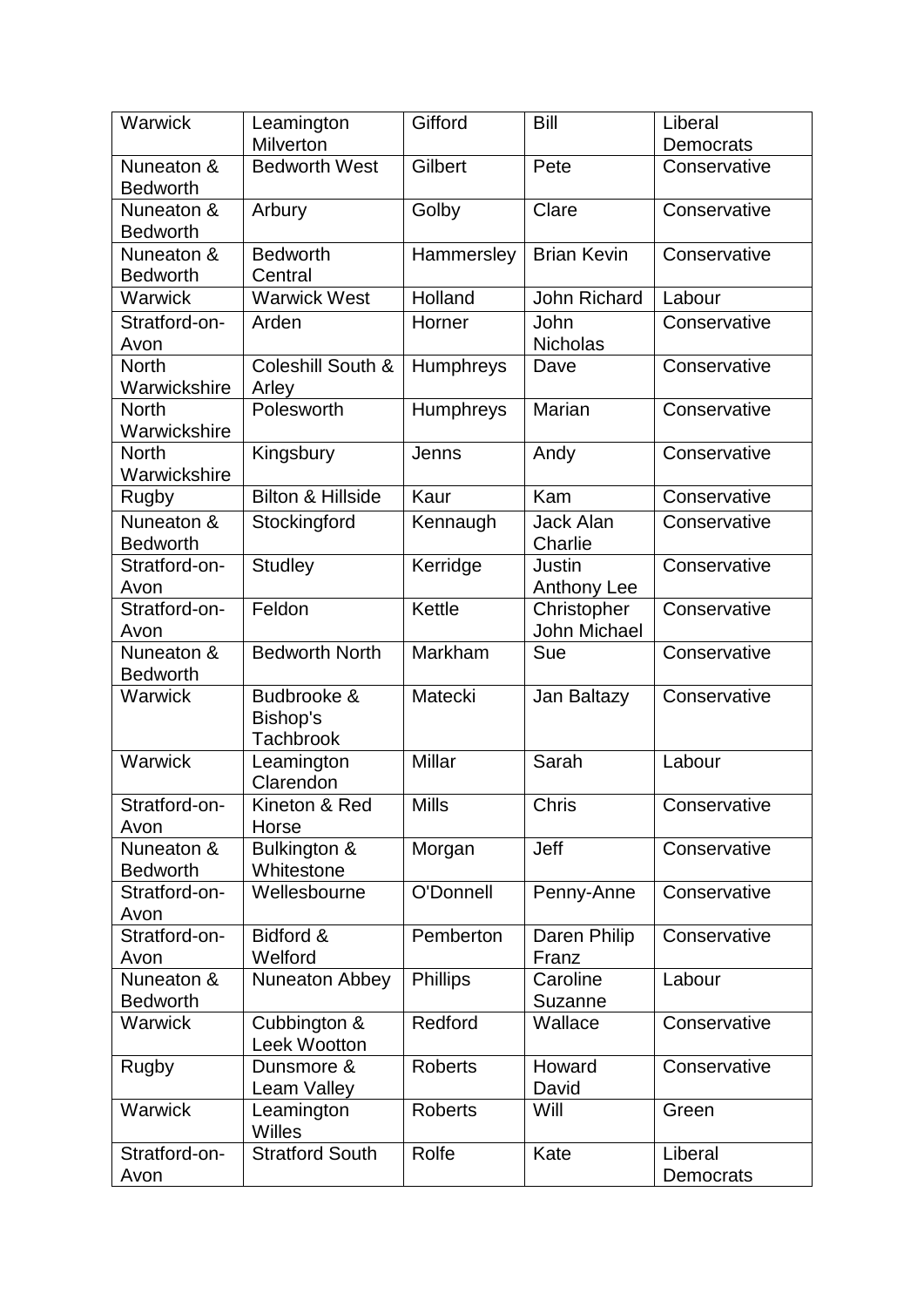| Warwick | Leamington Milverton | Gifford | Bill | Liberal Democrats |
|---|---|---|---|---|
| Nuneaton & Bedworth | Bedworth West | Gilbert | Pete | Conservative |
| Nuneaton & Bedworth | Arbury | Golby | Clare | Conservative |
| Nuneaton & Bedworth | Bedworth Central | Hammersley | Brian Kevin | Conservative |
| Warwick | Warwick West | Holland | John Richard | Labour |
| Stratford-on-Avon | Arden | Horner | John Nicholas | Conservative |
| North Warwickshire | Coleshill South & Arley | Humphreys | Dave | Conservative |
| North Warwickshire | Polesworth | Humphreys | Marian | Conservative |
| North Warwickshire | Kingsbury | Jenns | Andy | Conservative |
| Rugby | Bilton & Hillside | Kaur | Kam | Conservative |
| Nuneaton & Bedworth | Stockingford | Kennaugh | Jack Alan Charlie | Conservative |
| Stratford-on-Avon | Studley | Kerridge | Justin Anthony Lee | Conservative |
| Stratford-on-Avon | Feldon | Kettle | Christopher John Michael | Conservative |
| Nuneaton & Bedworth | Bedworth North | Markham | Sue | Conservative |
| Warwick | Budbrooke & Bishop's Tachbrook | Matecki | Jan Baltazy | Conservative |
| Warwick | Leamington Clarendon | Millar | Sarah | Labour |
| Stratford-on-Avon | Kineton & Red Horse | Mills | Chris | Conservative |
| Nuneaton & Bedworth | Bulkington & Whitestone | Morgan | Jeff | Conservative |
| Stratford-on-Avon | Wellesbourne | O'Donnell | Penny-Anne | Conservative |
| Stratford-on-Avon | Bidford & Welford | Pemberton | Daren Philip Franz | Conservative |
| Nuneaton & Bedworth | Nuneaton Abbey | Phillips | Caroline Suzanne | Labour |
| Warwick | Cubbington & Leek Wootton | Redford | Wallace | Conservative |
| Rugby | Dunsmore & Leam Valley | Roberts | Howard David | Conservative |
| Warwick | Leamington Willes | Roberts | Will | Green |
| Stratford-on-Avon | Stratford South | Rolfe | Kate | Liberal Democrats |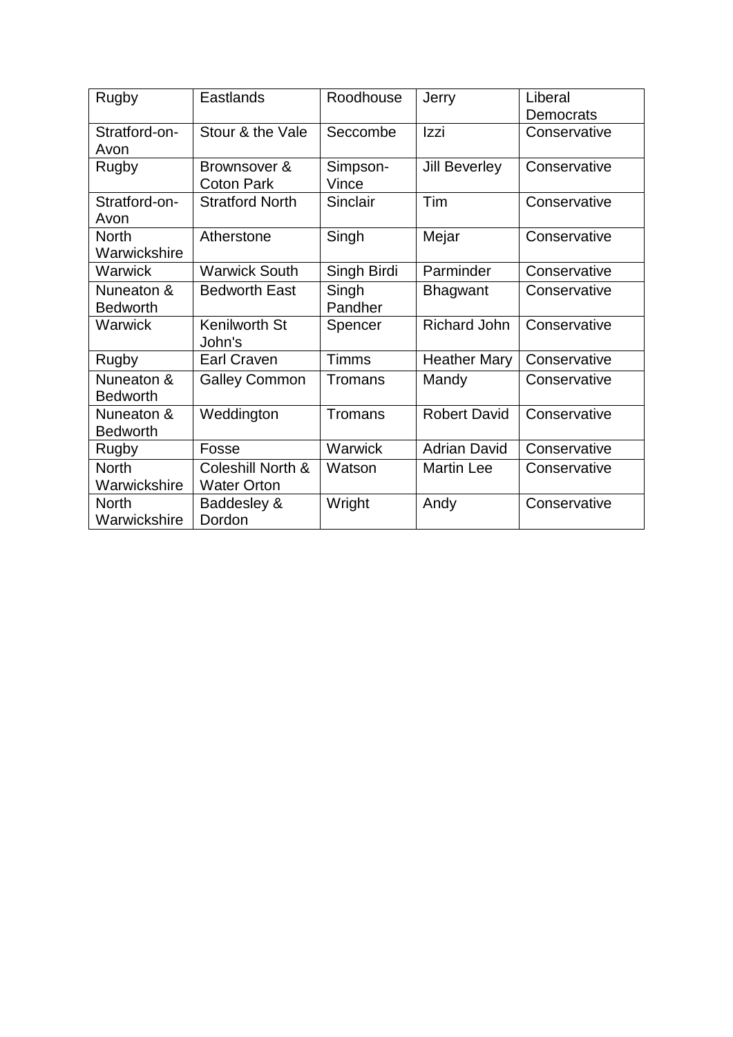| | | | | |
|---|---|---|---|---|
| Rugby | Eastlands | Roodhouse | Jerry | Liberal Democrats |
| Stratford-on-Avon | Stour & the Vale | Seccombe | Izzi | Conservative |
| Rugby | Brownsover & Coton Park | Simpson-Vince | Jill Beverley | Conservative |
| Stratford-on-Avon | Stratford North | Sinclair | Tim | Conservative |
| North Warwickshire | Atherstone | Singh | Mejar | Conservative |
| Warwick | Warwick South | Singh Birdi | Parminder | Conservative |
| Nuneaton & Bedworth | Bedworth East | Singh Pandher | Bhagwant | Conservative |
| Warwick | Kenilworth St John's | Spencer | Richard John | Conservative |
| Rugby | Earl Craven | Timms | Heather Mary | Conservative |
| Nuneaton & Bedworth | Galley Common | Tromans | Mandy | Conservative |
| Nuneaton & Bedworth | Weddington | Tromans | Robert David | Conservative |
| Rugby | Fosse | Warwick | Adrian David | Conservative |
| North Warwickshire | Coleshill North & Water Orton | Watson | Martin Lee | Conservative |
| North Warwickshire | Baddesley & Dordon | Wright | Andy | Conservative |